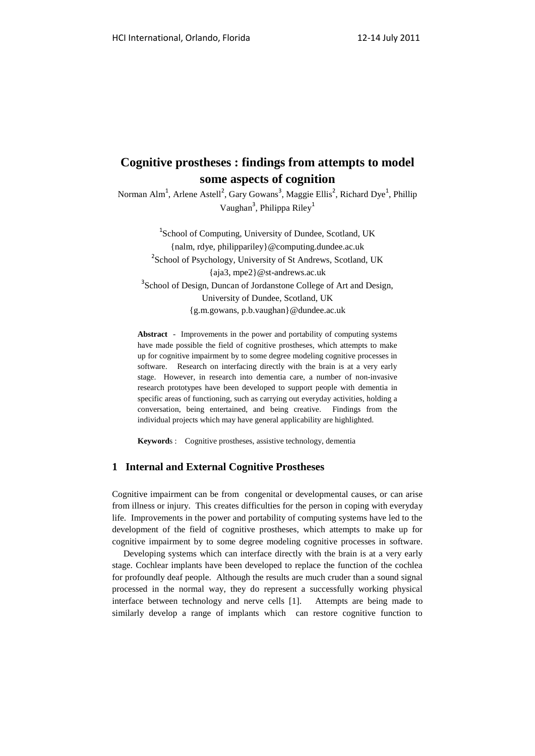# Cognitive prostheses : findings from attempts to model some aspects of cognition

Norman Alm[1], Arlene Astell[2], Gary Gowans[3], Maggie Ellis[2], Richard Dye[1], Phillip Vaughan[3], Philippa Riley[1]

[1]School of Computing, University of Dundee, Scotland, UK
{nalm, rdye, philippariley}@computing.dundee.ac.uk
[2]School of Psychology, University of St Andrews, Scotland, UK
{aja3, mpe2}@st-andrews.ac.uk
[3]School of Design, Duncan of Jordanstone College of Art and Design, University of Dundee, Scotland, UK
{g.m.gowans, p.b.vaughan}@dundee.ac.uk

**Abstract** - Improvements in the power and portability of computing systems have made possible the field of cognitive prostheses, which attempts to make up for cognitive impairment by to some degree modeling cognitive processes in software. Research on interfacing directly with the brain is at a very early stage. However, in research into dementia care, a number of non-invasive research prototypes have been developed to support people with dementia in specific areas of functioning, such as carrying out everyday activities, holding a conversation, being entertained, and being creative. Findings from the individual projects which may have general applicability are highlighted.

**Keywords** : Cognitive prostheses, assistive technology, dementia

## 1 Internal and External Cognitive Prostheses

Cognitive impairment can be from congenital or developmental causes, or can arise from illness or injury. This creates difficulties for the person in coping with everyday life. Improvements in the power and portability of computing systems have led to the development of the field of cognitive prostheses, which attempts to make up for cognitive impairment by to some degree modeling cognitive processes in software.

Developing systems which can interface directly with the brain is at a very early stage. Cochlear implants have been developed to replace the function of the cochlea for profoundly deaf people. Although the results are much cruder than a sound signal processed in the normal way, they do represent a successfully working physical interface between technology and nerve cells [1]. Attempts are being made to similarly develop a range of implants which can restore cognitive function to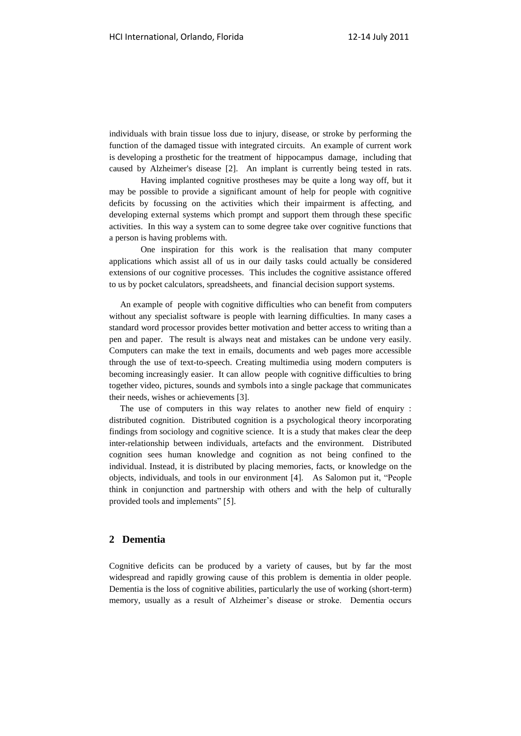individuals with brain tissue loss due to injury, disease, or stroke by performing the function of the damaged tissue with integrated circuits. An example of current work is developing a prosthetic for the treatment of hippocampus damage, including that caused by Alzheimer's disease [2]. An implant is currently being tested in rats.

Having implanted cognitive prostheses may be quite a long way off, but it may be possible to provide a significant amount of help for people with cognitive deficits by focussing on the activities which their impairment is affecting, and developing external systems which prompt and support them through these specific activities. In this way a system can to some degree take over cognitive functions that a person is having problems with.

One inspiration for this work is the realisation that many computer applications which assist all of us in our daily tasks could actually be considered extensions of our cognitive processes. This includes the cognitive assistance offered to us by pocket calculators, spreadsheets, and financial decision support systems.

An example of people with cognitive difficulties who can benefit from computers without any specialist software is people with learning difficulties. In many cases a standard word processor provides better motivation and better access to writing than a pen and paper. The result is always neat and mistakes can be undone very easily. Computers can make the text in emails, documents and web pages more accessible through the use of text-to-speech. Creating multimedia using modern computers is becoming increasingly easier. It can allow people with cognitive difficulties to bring together video, pictures, sounds and symbols into a single package that communicates their needs, wishes or achievements [3].

The use of computers in this way relates to another new field of enquiry : distributed cognition. Distributed cognition is a psychological theory incorporating findings from sociology and cognitive science. It is a study that makes clear the deep inter-relationship between individuals, artefacts and the environment. Distributed cognition sees human knowledge and cognition as not being confined to the individual. Instead, it is distributed by placing memories, facts, or knowledge on the objects, individuals, and tools in our environment [4]. As Salomon put it, "People think in conjunction and partnership with others and with the help of culturally provided tools and implements" [5].

## 2 Dementia

Cognitive deficits can be produced by a variety of causes, but by far the most widespread and rapidly growing cause of this problem is dementia in older people. Dementia is the loss of cognitive abilities, particularly the use of working (short-term) memory, usually as a result of Alzheimer's disease or stroke. Dementia occurs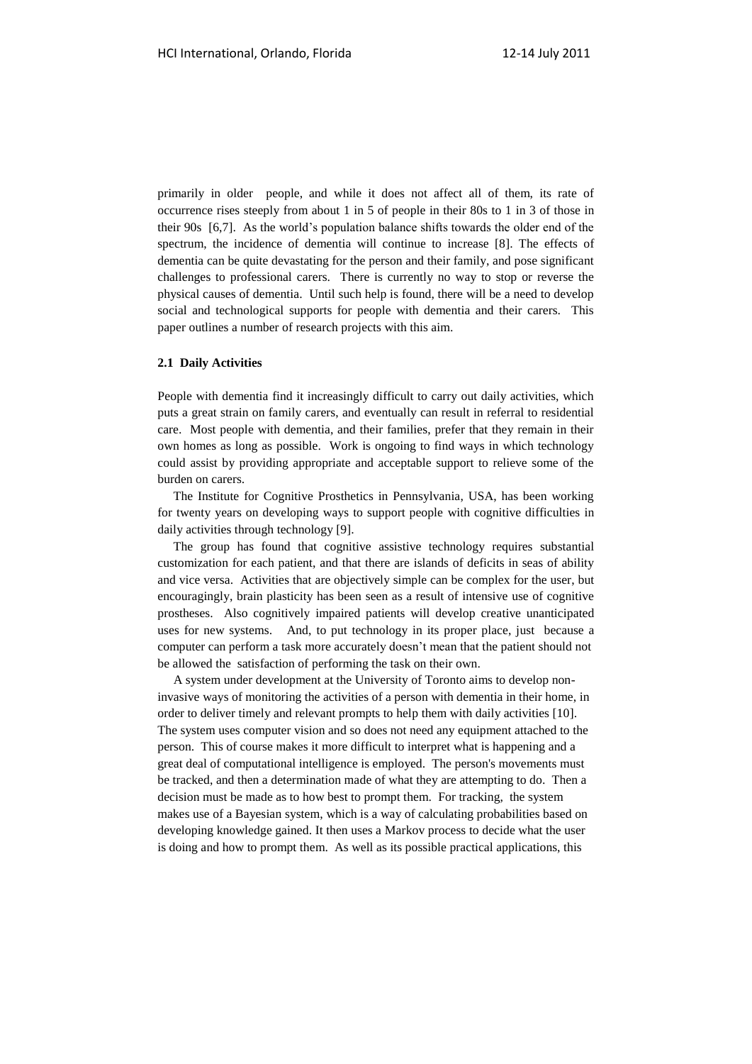primarily in older people, and while it does not affect all of them, its rate of occurrence rises steeply from about 1 in 5 of people in their 80s to 1 in 3 of those in their 90s [6,7]. As the world's population balance shifts towards the older end of the spectrum, the incidence of dementia will continue to increase [8]. The effects of dementia can be quite devastating for the person and their family, and pose significant challenges to professional carers. There is currently no way to stop or reverse the physical causes of dementia. Until such help is found, there will be a need to develop social and technological supports for people with dementia and their carers. This paper outlines a number of research projects with this aim.

### 2.1 Daily Activities

People with dementia find it increasingly difficult to carry out daily activities, which puts a great strain on family carers, and eventually can result in referral to residential care. Most people with dementia, and their families, prefer that they remain in their own homes as long as possible. Work is ongoing to find ways in which technology could assist by providing appropriate and acceptable support to relieve some of the burden on carers.

The Institute for Cognitive Prosthetics in Pennsylvania, USA, has been working for twenty years on developing ways to support people with cognitive difficulties in daily activities through technology [9].

The group has found that cognitive assistive technology requires substantial customization for each patient, and that there are islands of deficits in seas of ability and vice versa. Activities that are objectively simple can be complex for the user, but encouragingly, brain plasticity has been seen as a result of intensive use of cognitive prostheses. Also cognitively impaired patients will develop creative unanticipated uses for new systems. And, to put technology in its proper place, just because a computer can perform a task more accurately doesn't mean that the patient should not be allowed the satisfaction of performing the task on their own.

A system under development at the University of Toronto aims to develop non-invasive ways of monitoring the activities of a person with dementia in their home, in order to deliver timely and relevant prompts to help them with daily activities [10]. The system uses computer vision and so does not need any equipment attached to the person. This of course makes it more difficult to interpret what is happening and a great deal of computational intelligence is employed. The person's movements must be tracked, and then a determination made of what they are attempting to do. Then a decision must be made as to how best to prompt them. For tracking, the system makes use of a Bayesian system, which is a way of calculating probabilities based on developing knowledge gained. It then uses a Markov process to decide what the user is doing and how to prompt them. As well as its possible practical applications, this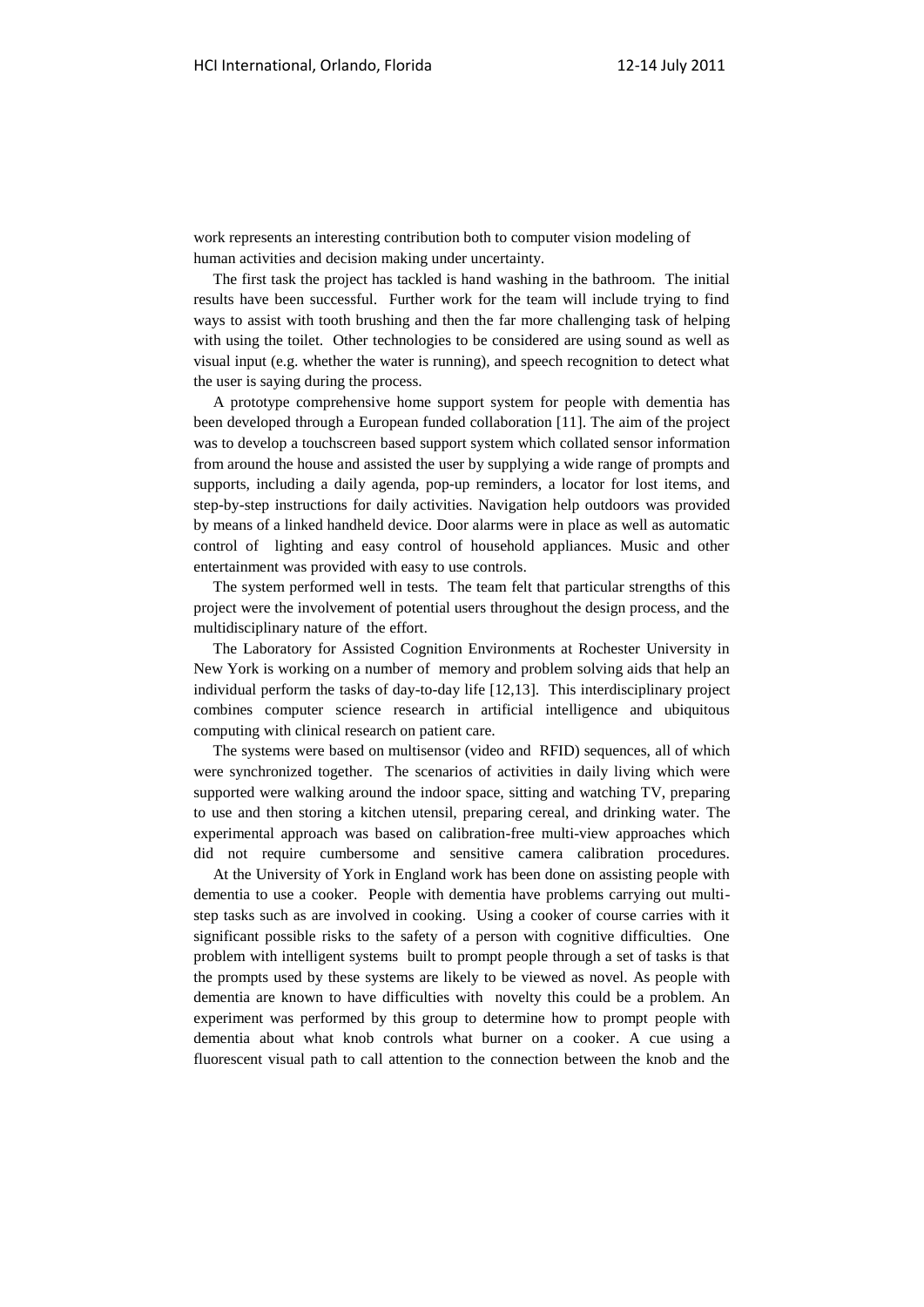work represents an interesting contribution both to computer vision modeling of human activities and decision making under uncertainty.

The first task the project has tackled is hand washing in the bathroom. The initial results have been successful. Further work for the team will include trying to find ways to assist with tooth brushing and then the far more challenging task of helping with using the toilet. Other technologies to be considered are using sound as well as visual input (e.g. whether the water is running), and speech recognition to detect what the user is saying during the process.

A prototype comprehensive home support system for people with dementia has been developed through a European funded collaboration [11]. The aim of the project was to develop a touchscreen based support system which collated sensor information from around the house and assisted the user by supplying a wide range of prompts and supports, including a daily agenda, pop-up reminders, a locator for lost items, and step-by-step instructions for daily activities. Navigation help outdoors was provided by means of a linked handheld device. Door alarms were in place as well as automatic control of lighting and easy control of household appliances. Music and other entertainment was provided with easy to use controls.

The system performed well in tests. The team felt that particular strengths of this project were the involvement of potential users throughout the design process, and the multidisciplinary nature of the effort.

The Laboratory for Assisted Cognition Environments at Rochester University in New York is working on a number of memory and problem solving aids that help an individual perform the tasks of day-to-day life [12,13]. This interdisciplinary project combines computer science research in artificial intelligence and ubiquitous computing with clinical research on patient care.

The systems were based on multisensor (video and RFID) sequences, all of which were synchronized together. The scenarios of activities in daily living which were supported were walking around the indoor space, sitting and watching TV, preparing to use and then storing a kitchen utensil, preparing cereal, and drinking water. The experimental approach was based on calibration-free multi-view approaches which did not require cumbersome and sensitive camera calibration procedures.

At the University of York in England work has been done on assisting people with dementia to use a cooker. People with dementia have problems carrying out multi-step tasks such as are involved in cooking. Using a cooker of course carries with it significant possible risks to the safety of a person with cognitive difficulties. One problem with intelligent systems built to prompt people through a set of tasks is that the prompts used by these systems are likely to be viewed as novel. As people with dementia are known to have difficulties with novelty this could be a problem. An experiment was performed by this group to determine how to prompt people with dementia about what knob controls what burner on a cooker. A cue using a fluorescent visual path to call attention to the connection between the knob and the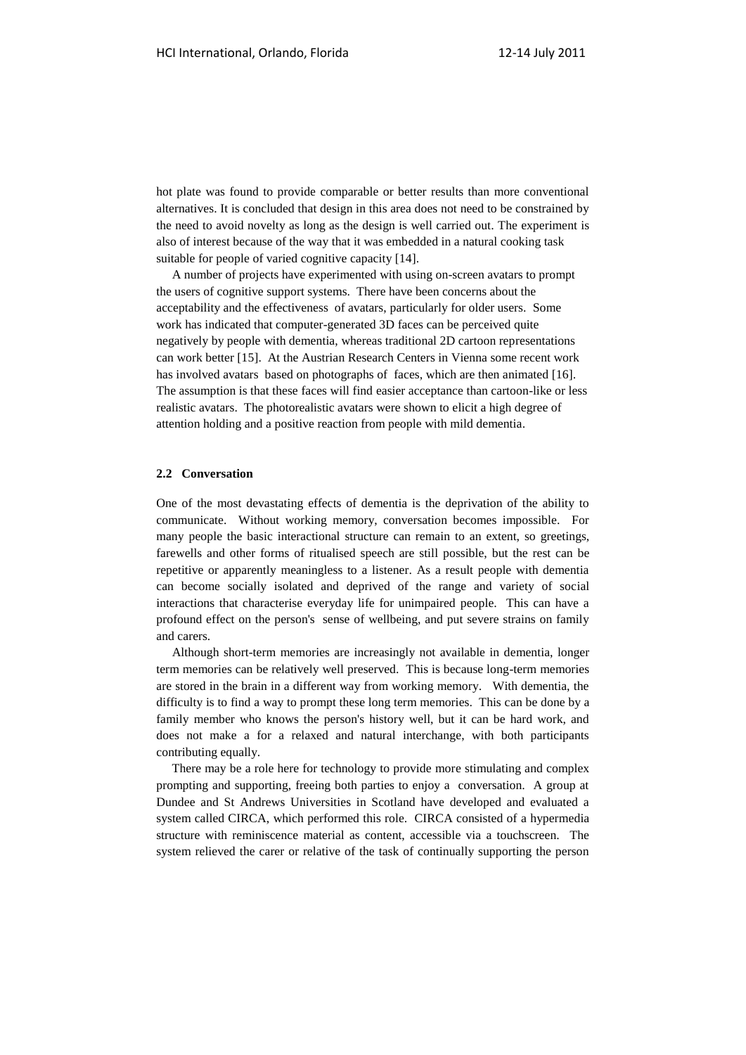hot plate was found to provide comparable or better results than more conventional alternatives. It is concluded that design in this area does not need to be constrained by the need to avoid novelty as long as the design is well carried out. The experiment is also of interest because of the way that it was embedded in a natural cooking task suitable for people of varied cognitive capacity [14].

A number of projects have experimented with using on-screen avatars to prompt the users of cognitive support systems. There have been concerns about the acceptability and the effectiveness of avatars, particularly for older users. Some work has indicated that computer-generated 3D faces can be perceived quite negatively by people with dementia, whereas traditional 2D cartoon representations can work better [15]. At the Austrian Research Centers in Vienna some recent work has involved avatars based on photographs of faces, which are then animated [16]. The assumption is that these faces will find easier acceptance than cartoon-like or less realistic avatars. The photorealistic avatars were shown to elicit a high degree of attention holding and a positive reaction from people with mild dementia.

### 2.2 Conversation

One of the most devastating effects of dementia is the deprivation of the ability to communicate. Without working memory, conversation becomes impossible. For many people the basic interactional structure can remain to an extent, so greetings, farewells and other forms of ritualised speech are still possible, but the rest can be repetitive or apparently meaningless to a listener. As a result people with dementia can become socially isolated and deprived of the range and variety of social interactions that characterise everyday life for unimpaired people. This can have a profound effect on the person's sense of wellbeing, and put severe strains on family and carers.

Although short-term memories are increasingly not available in dementia, longer term memories can be relatively well preserved. This is because long-term memories are stored in the brain in a different way from working memory. With dementia, the difficulty is to find a way to prompt these long term memories. This can be done by a family member who knows the person's history well, but it can be hard work, and does not make a for a relaxed and natural interchange, with both participants contributing equally.

There may be a role here for technology to provide more stimulating and complex prompting and supporting, freeing both parties to enjoy a conversation. A group at Dundee and St Andrews Universities in Scotland have developed and evaluated a system called CIRCA, which performed this role. CIRCA consisted of a hypermedia structure with reminiscence material as content, accessible via a touchscreen. The system relieved the carer or relative of the task of continually supporting the person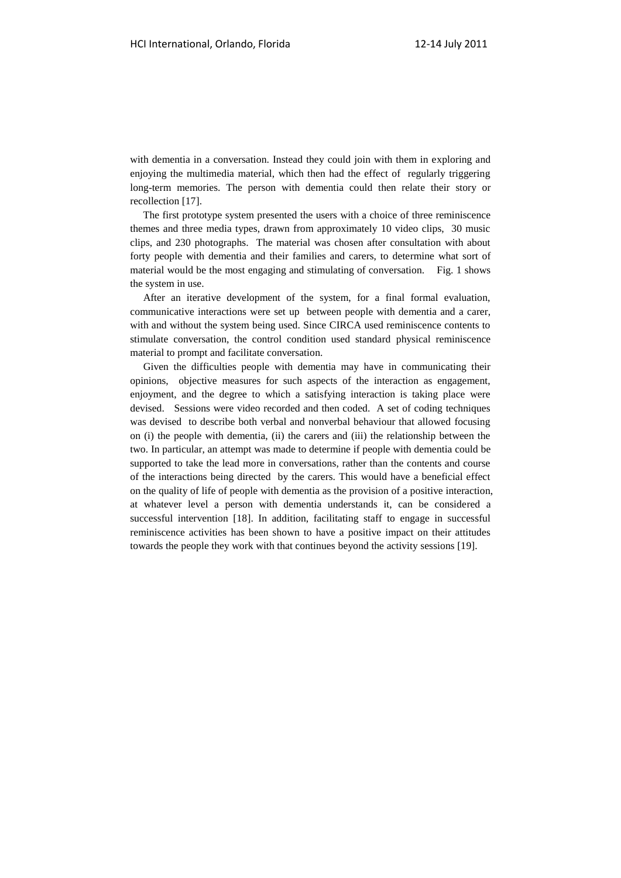with dementia in a conversation. Instead they could join with them in exploring and enjoying the multimedia material, which then had the effect of regularly triggering long-term memories. The person with dementia could then relate their story or recollection [17].

The first prototype system presented the users with a choice of three reminiscence themes and three media types, drawn from approximately 10 video clips, 30 music clips, and 230 photographs. The material was chosen after consultation with about forty people with dementia and their families and carers, to determine what sort of material would be the most engaging and stimulating of conversation. Fig. 1 shows the system in use.

After an iterative development of the system, for a final formal evaluation, communicative interactions were set up between people with dementia and a carer, with and without the system being used. Since CIRCA used reminiscence contents to stimulate conversation, the control condition used standard physical reminiscence material to prompt and facilitate conversation.

Given the difficulties people with dementia may have in communicating their opinions, objective measures for such aspects of the interaction as engagement, enjoyment, and the degree to which a satisfying interaction is taking place were devised. Sessions were video recorded and then coded. A set of coding techniques was devised to describe both verbal and nonverbal behaviour that allowed focusing on (i) the people with dementia, (ii) the carers and (iii) the relationship between the two. In particular, an attempt was made to determine if people with dementia could be supported to take the lead more in conversations, rather than the contents and course of the interactions being directed by the carers. This would have a beneficial effect on the quality of life of people with dementia as the provision of a positive interaction, at whatever level a person with dementia understands it, can be considered a successful intervention [18]. In addition, facilitating staff to engage in successful reminiscence activities has been shown to have a positive impact on their attitudes towards the people they work with that continues beyond the activity sessions [19].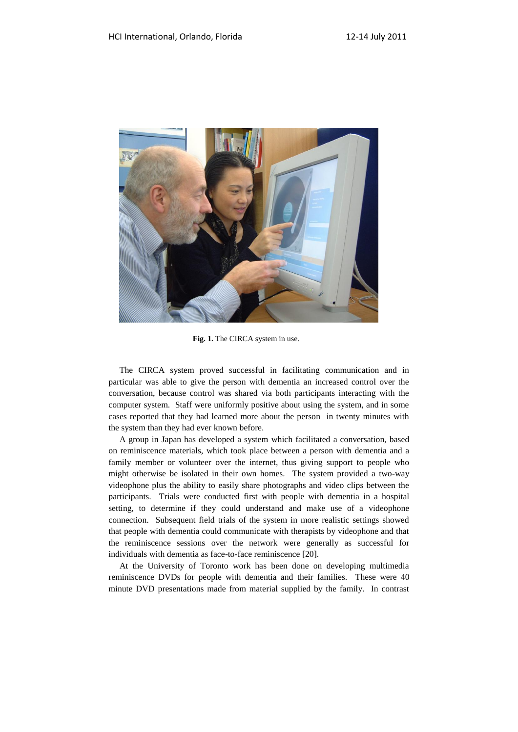**Fig. 1.** The CIRCA system in use.

The CIRCA system proved successful in facilitating communication and in particular was able to give the person with dementia an increased control over the conversation, because control was shared via both participants interacting with the computer system. Staff were uniformly positive about using the system, and in some cases reported that they had learned more about the person in twenty minutes with the system than they had ever known before.

A group in Japan has developed a system which facilitated a conversation, based on reminiscence materials, which took place between a person with dementia and a family member or volunteer over the internet, thus giving support to people who might otherwise be isolated in their own homes. The system provided a two-way videophone plus the ability to easily share photographs and video clips between the participants. Trials were conducted first with people with dementia in a hospital setting, to determine if they could understand and make use of a videophone connection. Subsequent field trials of the system in more realistic settings showed that people with dementia could communicate with therapists by videophone and that the reminiscence sessions over the network were generally as successful for individuals with dementia as face-to-face reminiscence [20].

At the University of Toronto work has been done on developing multimedia reminiscence DVDs for people with dementia and their families. These were 40 minute DVD presentations made from material supplied by the family. In contrast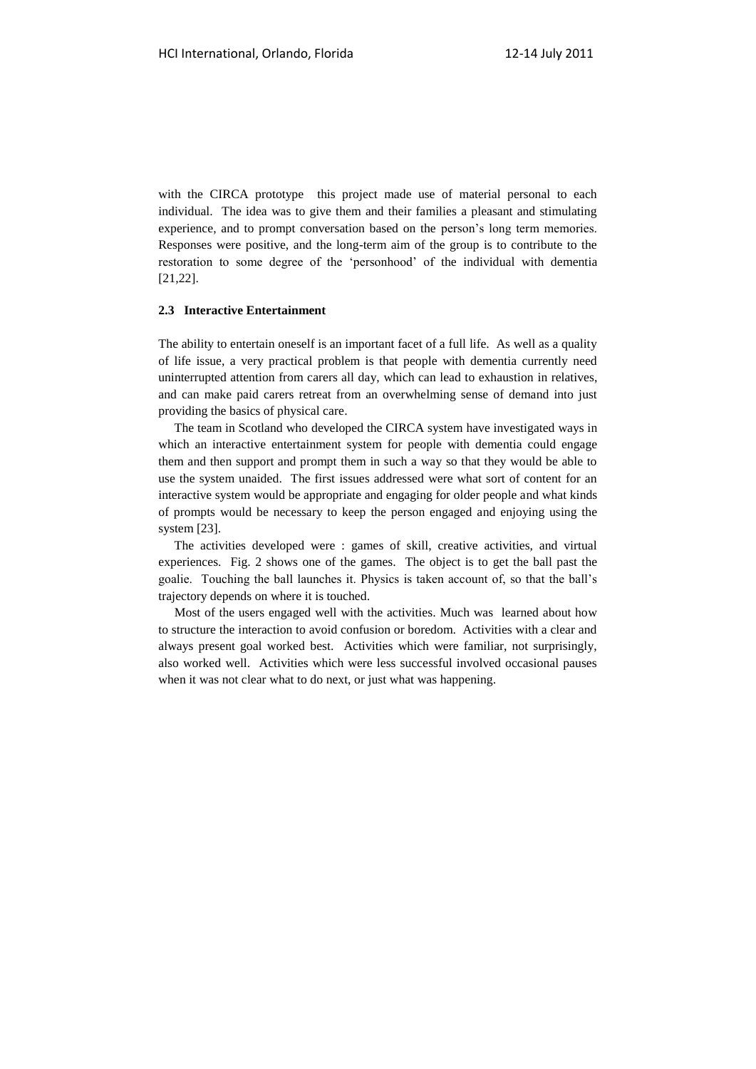with the CIRCA prototype this project made use of material personal to each individual. The idea was to give them and their families a pleasant and stimulating experience, and to prompt conversation based on the person's long term memories. Responses were positive, and the long-term aim of the group is to contribute to the restoration to some degree of the 'personhood' of the individual with dementia [21,22].

### 2.3 Interactive Entertainment

The ability to entertain oneself is an important facet of a full life. As well as a quality of life issue, a very practical problem is that people with dementia currently need uninterrupted attention from carers all day, which can lead to exhaustion in relatives, and can make paid carers retreat from an overwhelming sense of demand into just providing the basics of physical care.

The team in Scotland who developed the CIRCA system have investigated ways in which an interactive entertainment system for people with dementia could engage them and then support and prompt them in such a way so that they would be able to use the system unaided. The first issues addressed were what sort of content for an interactive system would be appropriate and engaging for older people and what kinds of prompts would be necessary to keep the person engaged and enjoying using the system [23].

The activities developed were : games of skill, creative activities, and virtual experiences. Fig. 2 shows one of the games. The object is to get the ball past the goalie. Touching the ball launches it. Physics is taken account of, so that the ball's trajectory depends on where it is touched.

Most of the users engaged well with the activities. Much was learned about how to structure the interaction to avoid confusion or boredom. Activities with a clear and always present goal worked best. Activities which were familiar, not surprisingly, also worked well. Activities which were less successful involved occasional pauses when it was not clear what to do next, or just what was happening.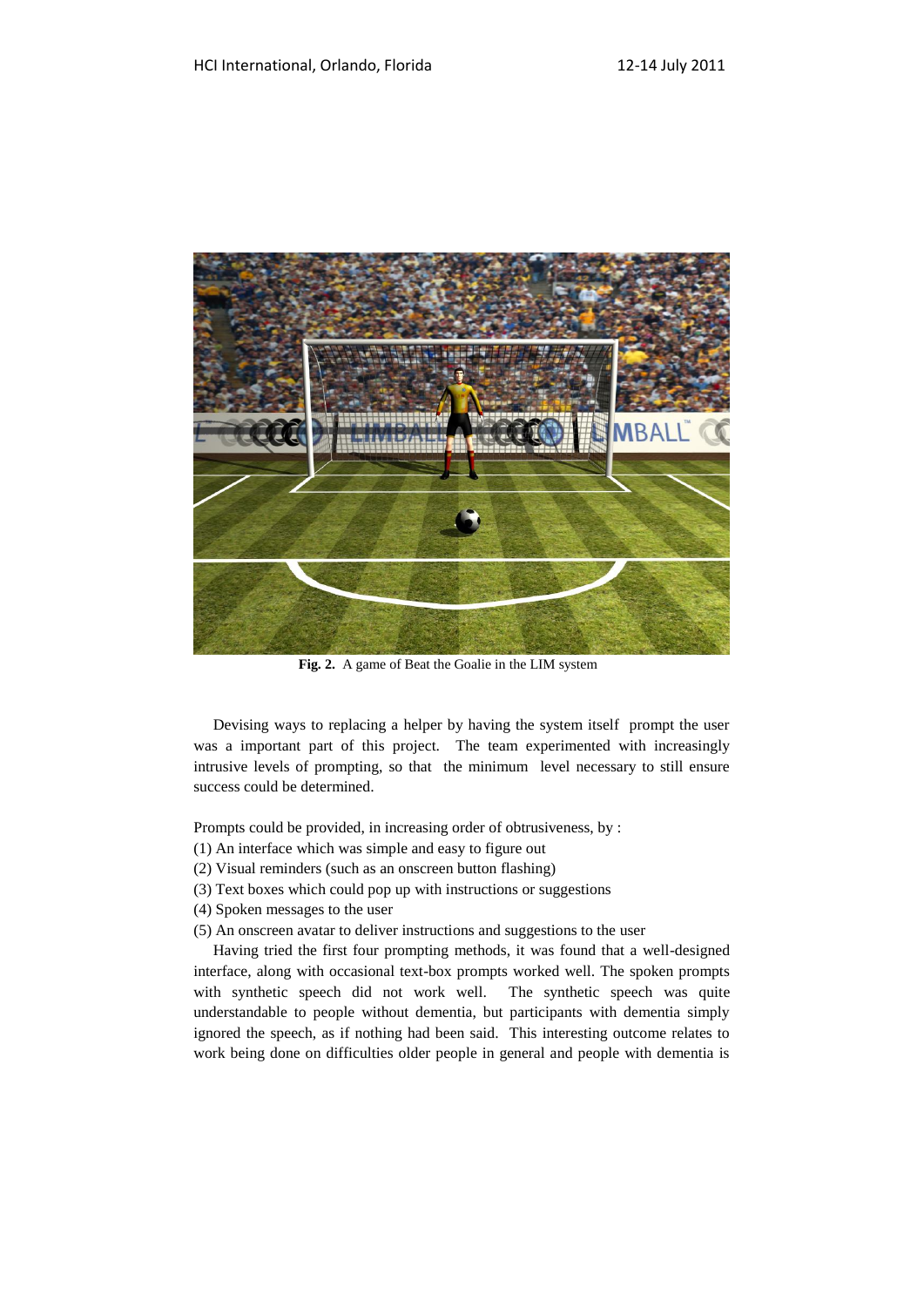**Fig. 2.** A game of Beat the Goalie in the LIM system

Devising ways to replacing a helper by having the system itself prompt the user was a important part of this project. The team experimented with increasingly intrusive levels of prompting, so that the minimum level necessary to still ensure success could be determined.

Prompts could be provided, in increasing order of obtrusiveness, by :

(1) An interface which was simple and easy to figure out
(2) Visual reminders (such as an onscreen button flashing)
(3) Text boxes which could pop up with instructions or suggestions
(4) Spoken messages to the user
(5) An onscreen avatar to deliver instructions and suggestions to the user

Having tried the first four prompting methods, it was found that a well-designed interface, along with occasional text-box prompts worked well. The spoken prompts with synthetic speech did not work well. The synthetic speech was quite understandable to people without dementia, but participants with dementia simply ignored the speech, as if nothing had been said. This interesting outcome relates to work being done on difficulties older people in general and people with dementia is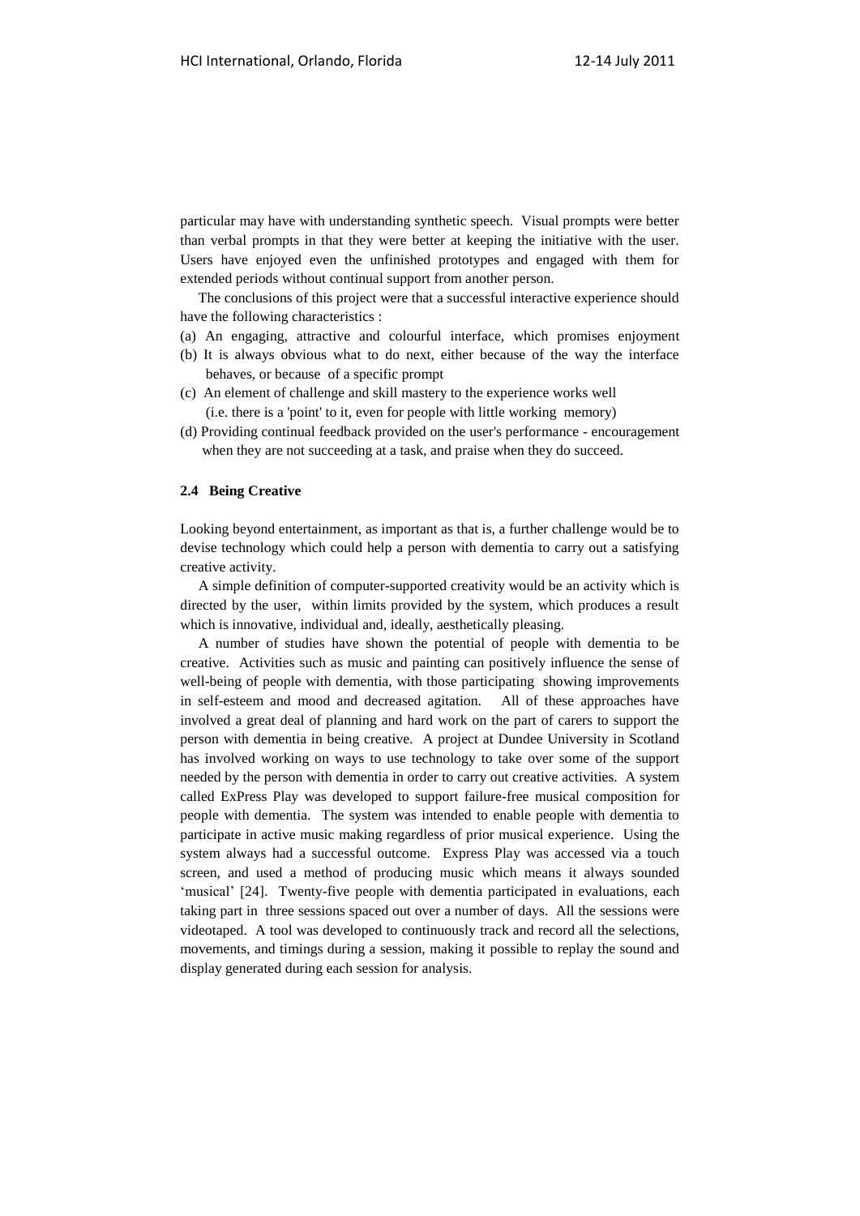particular may have with understanding synthetic speech. Visual prompts were better than verbal prompts in that they were better at keeping the initiative with the user. Users have enjoyed even the unfinished prototypes and engaged with them for extended periods without continual support from another person.

The conclusions of this project were that a successful interactive experience should have the following characteristics :

(a) An engaging, attractive and colourful interface, which promises enjoyment
(b) It is always obvious what to do next, either because of the way the interface behaves, or because of a specific prompt
(c) An element of challenge and skill mastery to the experience works well (i.e. there is a 'point' to it, even for people with little working memory)
(d) Providing continual feedback provided on the user's performance - encouragement when they are not succeeding at a task, and praise when they do succeed.

### 2.4 Being Creative

Looking beyond entertainment, as important as that is, a further challenge would be to devise technology which could help a person with dementia to carry out a satisfying creative activity.

A simple definition of computer-supported creativity would be an activity which is directed by the user, within limits provided by the system, which produces a result which is innovative, individual and, ideally, aesthetically pleasing.

A number of studies have shown the potential of people with dementia to be creative. Activities such as music and painting can positively influence the sense of well-being of people with dementia, with those participating showing improvements in self-esteem and mood and decreased agitation. All of these approaches have involved a great deal of planning and hard work on the part of carers to support the person with dementia in being creative. A project at Dundee University in Scotland has involved working on ways to use technology to take over some of the support needed by the person with dementia in order to carry out creative activities. A system called ExPress Play was developed to support failure-free musical composition for people with dementia. The system was intended to enable people with dementia to participate in active music making regardless of prior musical experience. Using the system always had a successful outcome. Express Play was accessed via a touch screen, and used a method of producing music which means it always sounded 'musical' [24]. Twenty-five people with dementia participated in evaluations, each taking part in three sessions spaced out over a number of days. All the sessions were videotaped. A tool was developed to continuously track and record all the selections, movements, and timings during a session, making it possible to replay the sound and display generated during each session for analysis.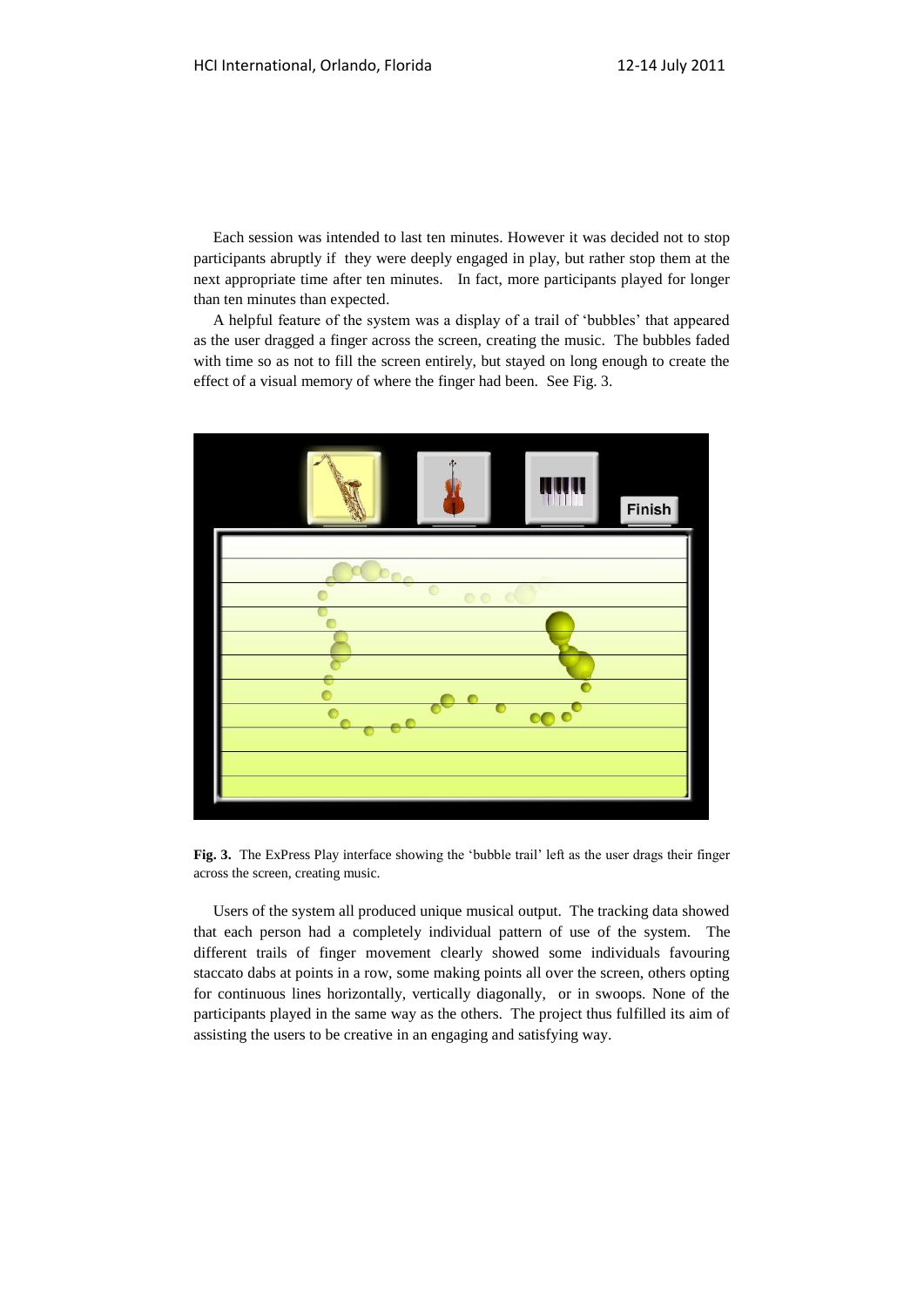Each session was intended to last ten minutes. However it was decided not to stop participants abruptly if they were deeply engaged in play, but rather stop them at the next appropriate time after ten minutes. In fact, more participants played for longer than ten minutes than expected.

A helpful feature of the system was a display of a trail of 'bubbles' that appeared as the user dragged a finger across the screen, creating the music. The bubbles faded with time so as not to fill the screen entirely, but stayed on long enough to create the effect of a visual memory of where the finger had been. See Fig. 3.

**Fig. 3.** The ExPress Play interface showing the 'bubble trail' left as the user drags their finger across the screen, creating music.

Users of the system all produced unique musical output. The tracking data showed that each person had a completely individual pattern of use of the system. The different trails of finger movement clearly showed some individuals favouring staccato dabs at points in a row, some making points all over the screen, others opting for continuous lines horizontally, vertically diagonally, or in swoops. None of the participants played in the same way as the others. The project thus fulfilled its aim of assisting the users to be creative in an engaging and satisfying way.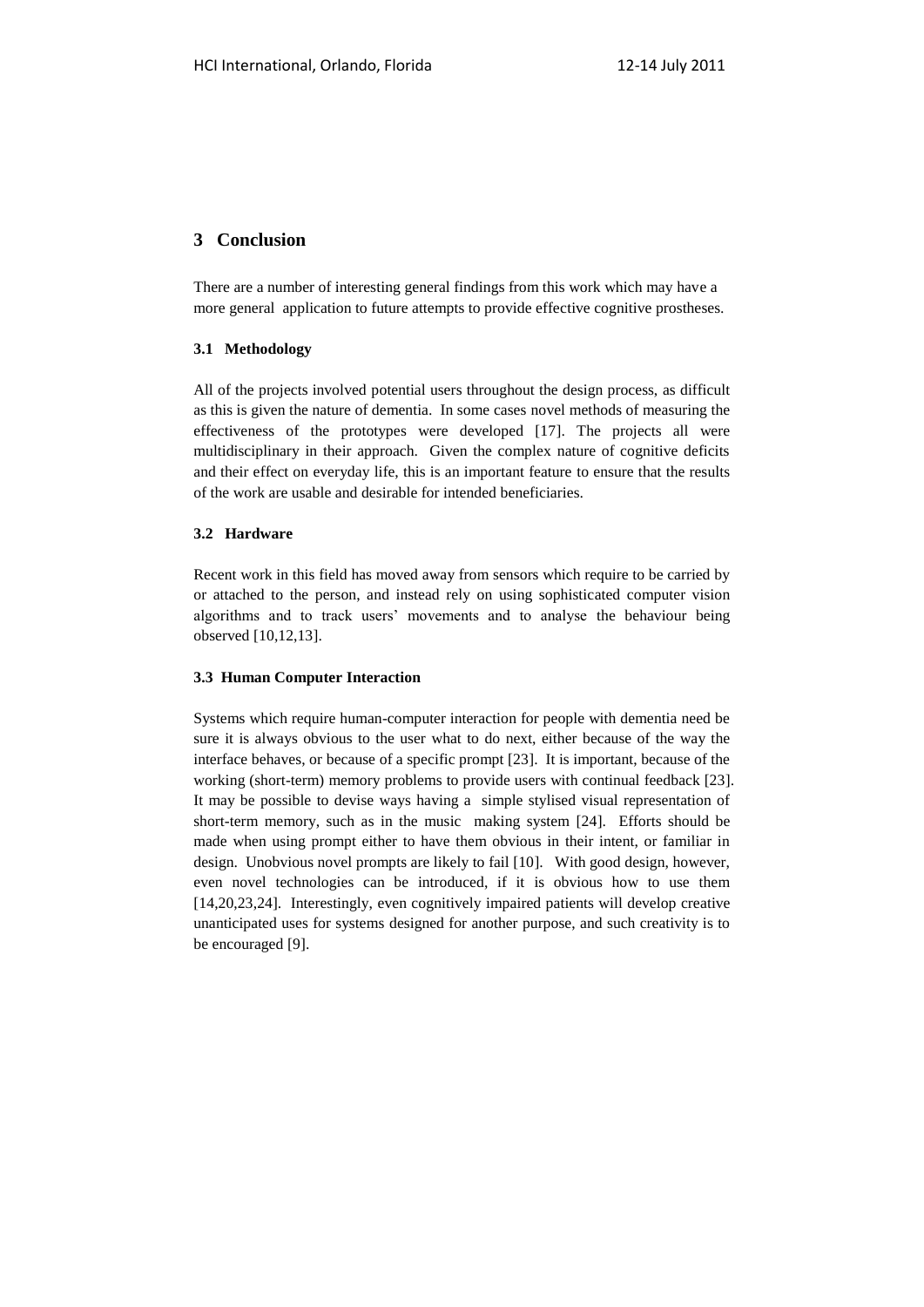## 3 Conclusion

There are a number of interesting general findings from this work which may have a more general application to future attempts to provide effective cognitive prostheses.

### 3.1 Methodology

All of the projects involved potential users throughout the design process, as difficult as this is given the nature of dementia. In some cases novel methods of measuring the effectiveness of the prototypes were developed [17]. The projects all were multidisciplinary in their approach. Given the complex nature of cognitive deficits and their effect on everyday life, this is an important feature to ensure that the results of the work are usable and desirable for intended beneficiaries.

### 3.2 Hardware

Recent work in this field has moved away from sensors which require to be carried by or attached to the person, and instead rely on using sophisticated computer vision algorithms and to track users' movements and to analyse the behaviour being observed [10,12,13].

### 3.3 Human Computer Interaction

Systems which require human-computer interaction for people with dementia need be sure it is always obvious to the user what to do next, either because of the way the interface behaves, or because of a specific prompt [23]. It is important, because of the working (short-term) memory problems to provide users with continual feedback [23]. It may be possible to devise ways having a simple stylised visual representation of short-term memory, such as in the music making system [24]. Efforts should be made when using prompt either to have them obvious in their intent, or familiar in design. Unobvious novel prompts are likely to fail [10]. With good design, however, even novel technologies can be introduced, if it is obvious how to use them [14,20,23,24]. Interestingly, even cognitively impaired patients will develop creative unanticipated uses for systems designed for another purpose, and such creativity is to be encouraged [9].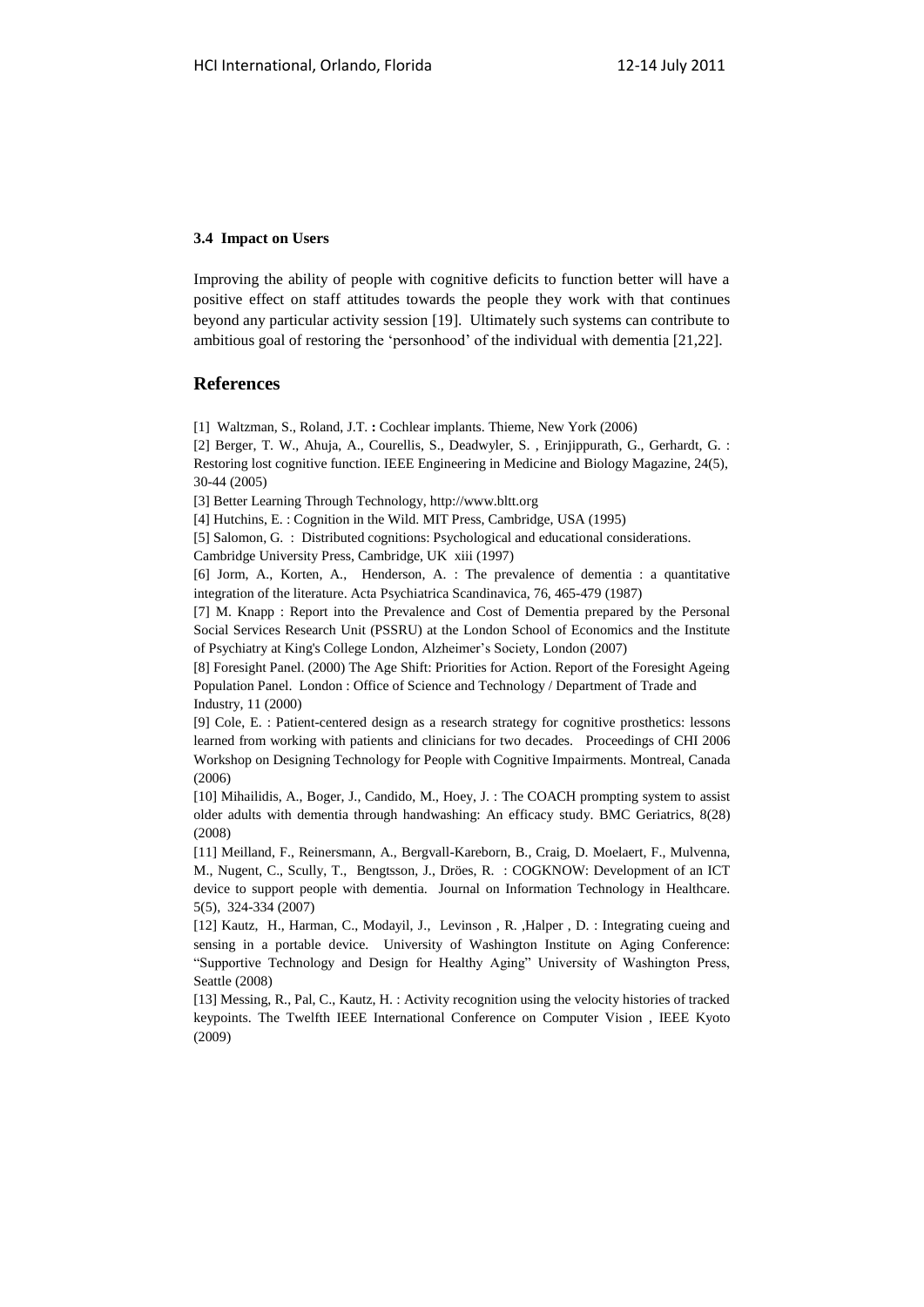### 3.4 Impact on Users

Improving the ability of people with cognitive deficits to function better will have a positive effect on staff attitudes towards the people they work with that continues beyond any particular activity session [19]. Ultimately such systems can contribute to ambitious goal of restoring the 'personhood' of the individual with dementia [21,22].

## References

[1] Waltzman, S., Roland, J.T. **:** Cochlear implants. Thieme, New York (2006)

[2] Berger, T. W., Ahuja, A., Courellis, S., Deadwyler, S. , Erinjippurath, G., Gerhardt, G. : Restoring lost cognitive function. IEEE Engineering in Medicine and Biology Magazine, 24(5), 30-44 (2005)

[3] Better Learning Through Technology, http://www.bltt.org

[4] Hutchins, E. : Cognition in the Wild. MIT Press, Cambridge, USA (1995)

[5] Salomon, G. : Distributed cognitions: Psychological and educational considerations. Cambridge University Press, Cambridge, UK xiii (1997)

[6] Jorm, A., Korten, A., Henderson, A. : The prevalence of dementia : a quantitative integration of the literature. Acta Psychiatrica Scandinavica, 76, 465-479 (1987)

[7] M. Knapp : Report into the Prevalence and Cost of Dementia prepared by the Personal Social Services Research Unit (PSSRU) at the London School of Economics and the Institute of Psychiatry at King's College London, Alzheimer's Society, London (2007)

[8] Foresight Panel. (2000) The Age Shift: Priorities for Action. Report of the Foresight Ageing Population Panel. London : Office of Science and Technology / Department of Trade and Industry, 11 (2000)

[9] Cole, E. : Patient-centered design as a research strategy for cognitive prosthetics: lessons learned from working with patients and clinicians for two decades. Proceedings of CHI 2006 Workshop on Designing Technology for People with Cognitive Impairments. Montreal, Canada (2006)

[10] Mihailidis, A., Boger, J., Candido, M., Hoey, J. : The COACH prompting system to assist older adults with dementia through handwashing: An efficacy study. BMC Geriatrics, 8(28) (2008)

[11] Meilland, F., Reinersmann, A., Bergvall-Kareborn, B., Craig, D. Moelaert, F., Mulvenna, M., Nugent, C., Scully, T., Bengtsson, J., Dröes, R. : COGKNOW: Development of an ICT device to support people with dementia. Journal on Information Technology in Healthcare. 5(5), 324-334 (2007)

[12] Kautz, H., Harman, C., Modayil, J., Levinson , R. ,Halper , D. : Integrating cueing and sensing in a portable device. University of Washington Institute on Aging Conference: "Supportive Technology and Design for Healthy Aging" University of Washington Press, Seattle (2008)

[13] Messing, R., Pal, C., Kautz, H. : Activity recognition using the velocity histories of tracked keypoints. The Twelfth IEEE International Conference on Computer Vision , IEEE Kyoto (2009)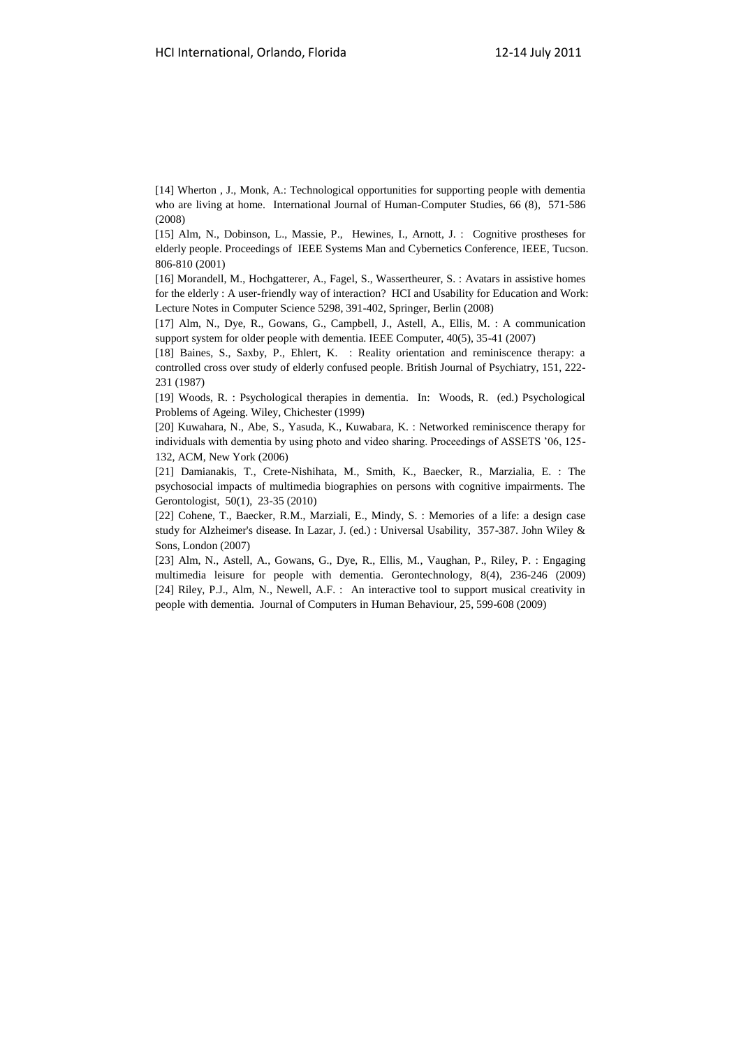[14] Wherton , J., Monk, A.: Technological opportunities for supporting people with dementia who are living at home. International Journal of Human-Computer Studies, 66 (8), 571-586 (2008)

[15] Alm, N., Dobinson, L., Massie, P., Hewines, I., Arnott, J. : Cognitive prostheses for elderly people. Proceedings of IEEE Systems Man and Cybernetics Conference, IEEE, Tucson. 806-810 (2001)

[16] Morandell, M., Hochgatterer, A., Fagel, S., Wassertheurer, S. : Avatars in assistive homes for the elderly : A user-friendly way of interaction? HCI and Usability for Education and Work: Lecture Notes in Computer Science 5298, 391-402, Springer, Berlin (2008)

[17] Alm, N., Dye, R., Gowans, G., Campbell, J., Astell, A., Ellis, M. : A communication support system for older people with dementia. IEEE Computer, 40(5), 35-41 (2007)

[18] Baines, S., Saxby, P., Ehlert, K. : Reality orientation and reminiscence therapy: a controlled cross over study of elderly confused people. British Journal of Psychiatry, 151, 222-231 (1987)

[19] Woods, R. : Psychological therapies in dementia. In: Woods, R. (ed.) Psychological Problems of Ageing. Wiley, Chichester (1999)

[20] Kuwahara, N., Abe, S., Yasuda, K., Kuwabara, K. : Networked reminiscence therapy for individuals with dementia by using photo and video sharing. Proceedings of ASSETS '06, 125-132, ACM, New York (2006)

[21] Damianakis, T., Crete-Nishihata, M., Smith, K., Baecker, R., Marzialia, E. : The psychosocial impacts of multimedia biographies on persons with cognitive impairments. The Gerontologist, 50(1), 23-35 (2010)

[22] Cohene, T., Baecker, R.M., Marziali, E., Mindy, S. : Memories of a life: a design case study for Alzheimer's disease. In Lazar, J. (ed.) : Universal Usability, 357-387. John Wiley & Sons, London (2007)

[23] Alm, N., Astell, A., Gowans, G., Dye, R., Ellis, M., Vaughan, P., Riley, P. : Engaging multimedia leisure for people with dementia. Gerontechnology, 8(4), 236-246 (2009)

[24] Riley, P.J., Alm, N., Newell, A.F. : An interactive tool to support musical creativity in people with dementia. Journal of Computers in Human Behaviour, 25, 599-608 (2009)